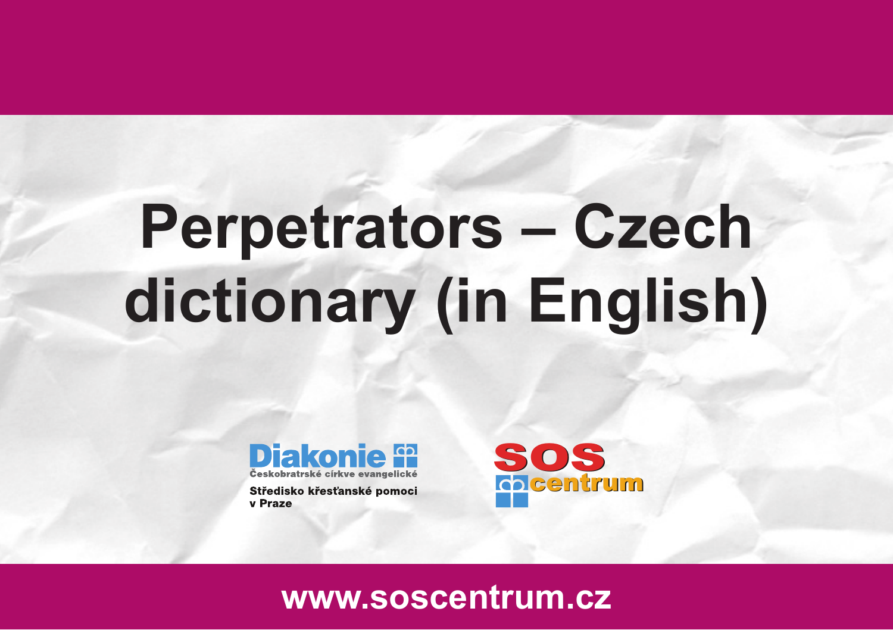# Perpetrators – Czech dictionary (in English)

Diakonie
Českobratrské církve evangelické

Středisko křesťanské pomoci
v Praze

SOS centrum

www.soscentrum.cz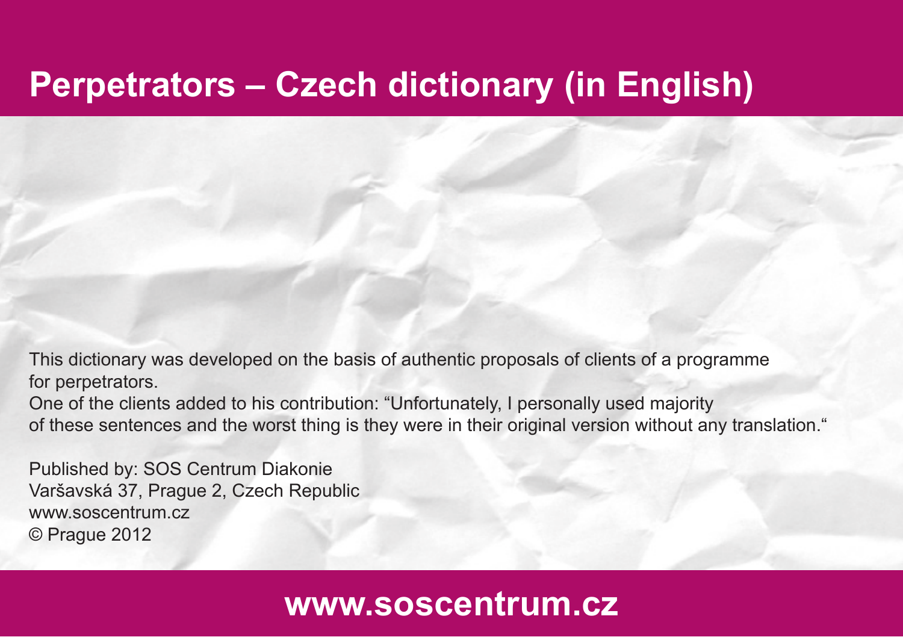# Perpetrators – Czech dictionary (in English)

This dictionary was developed on the basis of authentic proposals of clients of a programme for perpetrators.

One of the clients added to his contribution: “Unfortunately, I personally used majority of these sentences and the worst thing is they were in their original version without any translation.“

Published by: SOS Centrum Diakonie
Varšavská 37, Prague 2, Czech Republic
www.soscentrum.cz
© Prague 2012

**www.soscentrum.cz**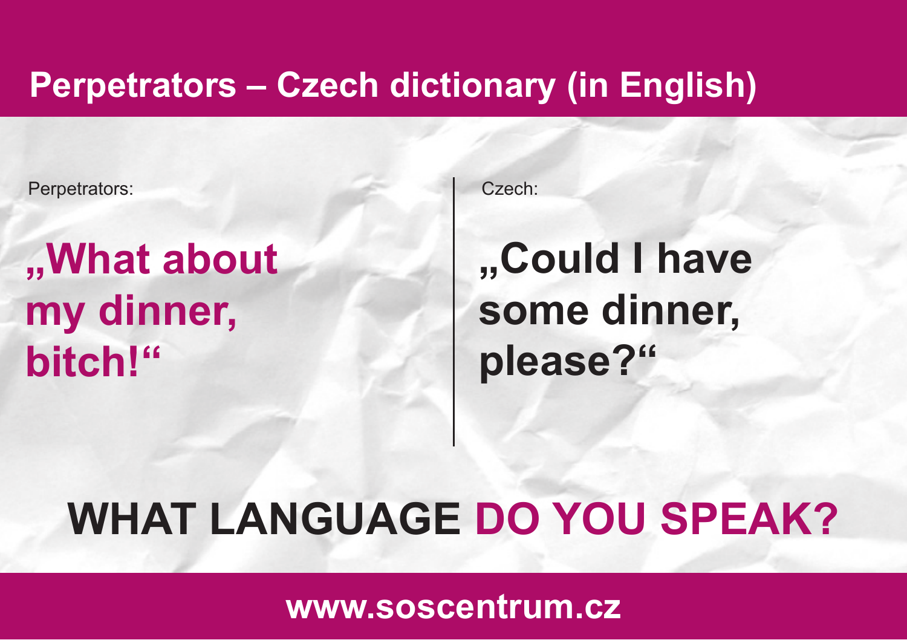# Perpetrators – Czech dictionary (in English)

Perpetrators:

**„What about my dinner, bitch!“**

Czech:

**„Could I have some dinner, please?“**

**WHAT LANGUAGE DO YOU SPEAK?**

**www.soscentrum.cz**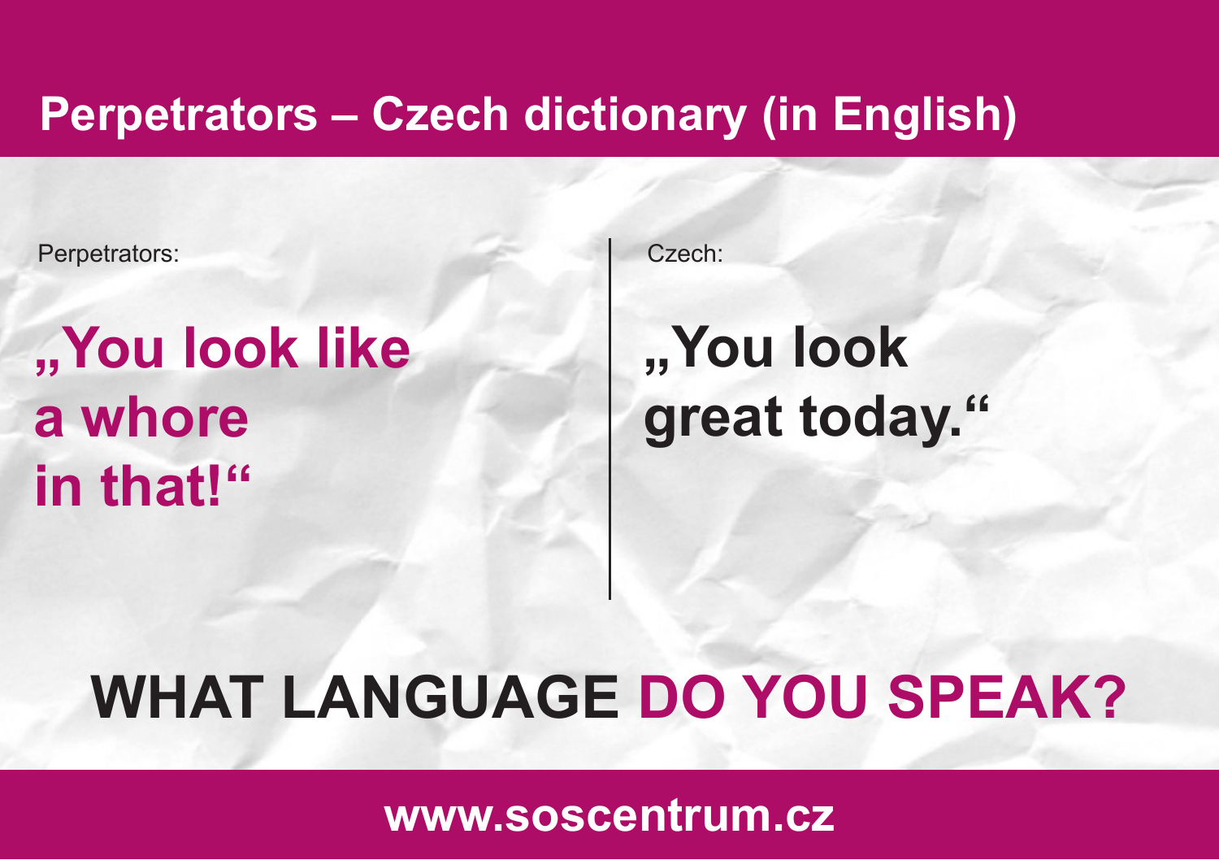# Perpetrators – Czech dictionary (in English)

Perpetrators:

**„You look like a whore in that!“**

Czech:

**„You look great today.“**

**WHAT LANGUAGE DO YOU SPEAK?**

**www.soscentrum.cz**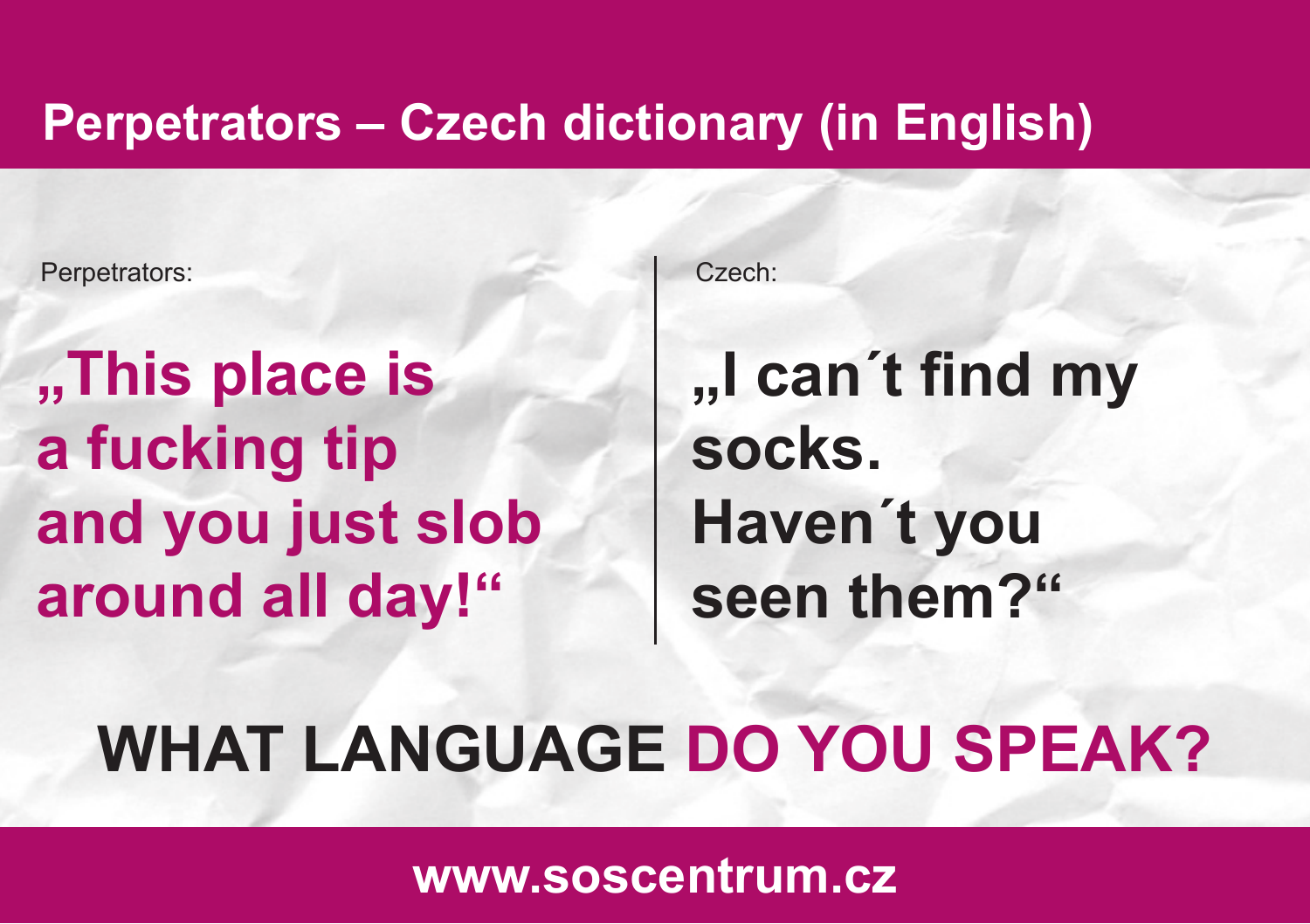# Perpetrators – Czech dictionary (in English)

Perpetrators:

**„This place is a fucking tip and you just slob around all day!“**

Czech:

**„I can´t find my socks. Haven´t you seen them?“**

## WHAT LANGUAGE DO YOU SPEAK?

www.soscentrum.cz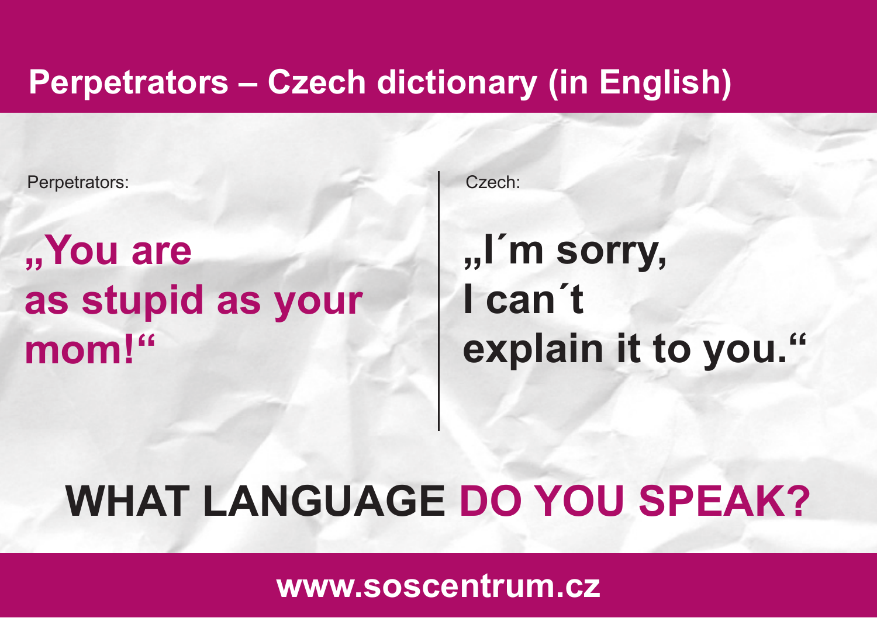# Perpetrators – Czech dictionary (in English)

Perpetrators:

**„You are as stupid as your mom!“**

Czech:

**„I´m sorry, I can´t explain it to you.“**

## WHAT LANGUAGE DO YOU SPEAK?

**www.soscentrum.cz**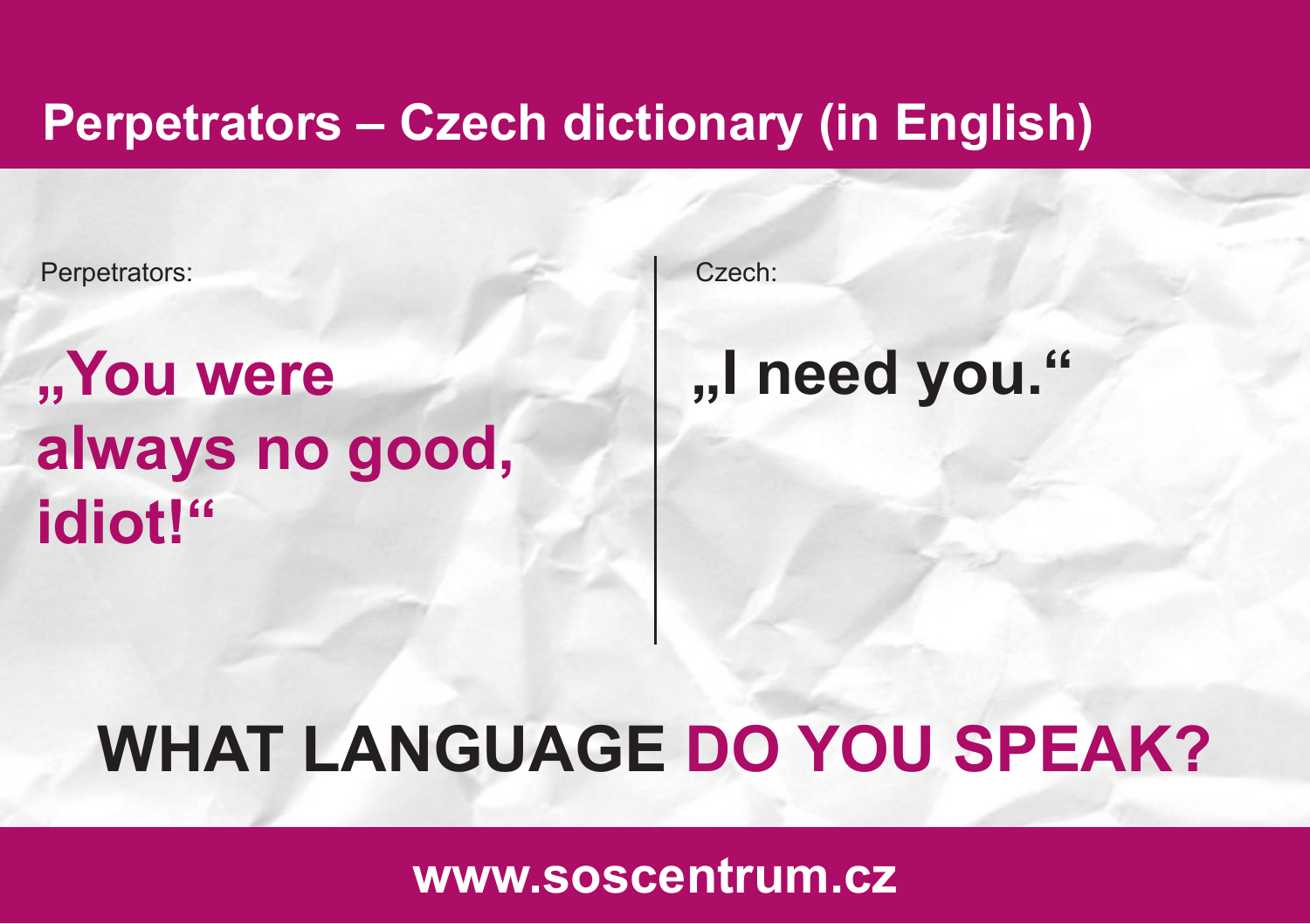# Perpetrators – Czech dictionary (in English)

Perpetrators:

**„You were always no good, idiot!“**

Czech:

**„I need you.“**

## WHAT LANGUAGE DO YOU SPEAK?

**www.soscentrum.cz**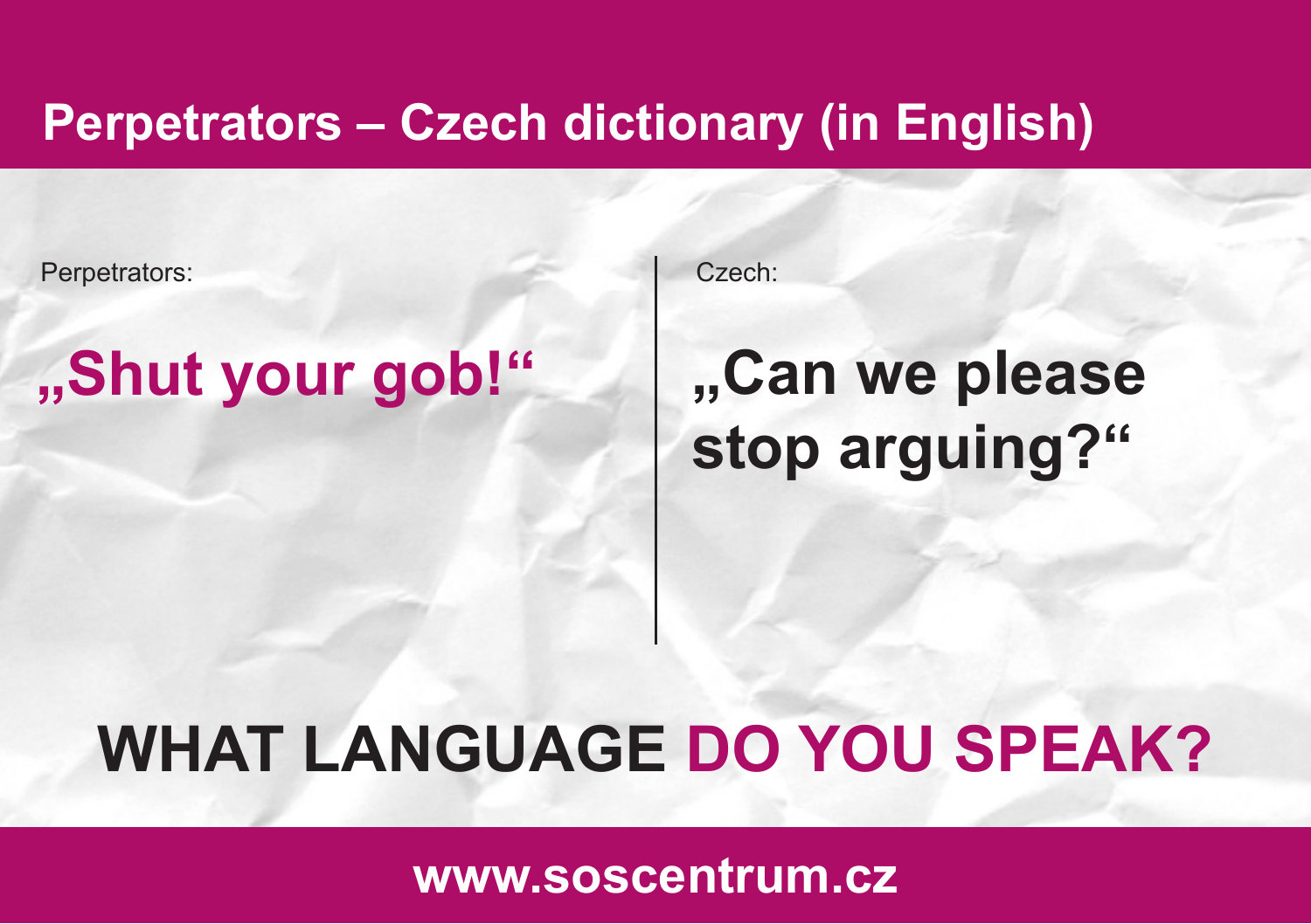# Perpetrators – Czech dictionary (in English)

Perpetrators:

**„Shut your gob!“**

Czech:

**„Can we please stop arguing?“**

## WHAT LANGUAGE DO YOU SPEAK?

**www.soscentrum.cz**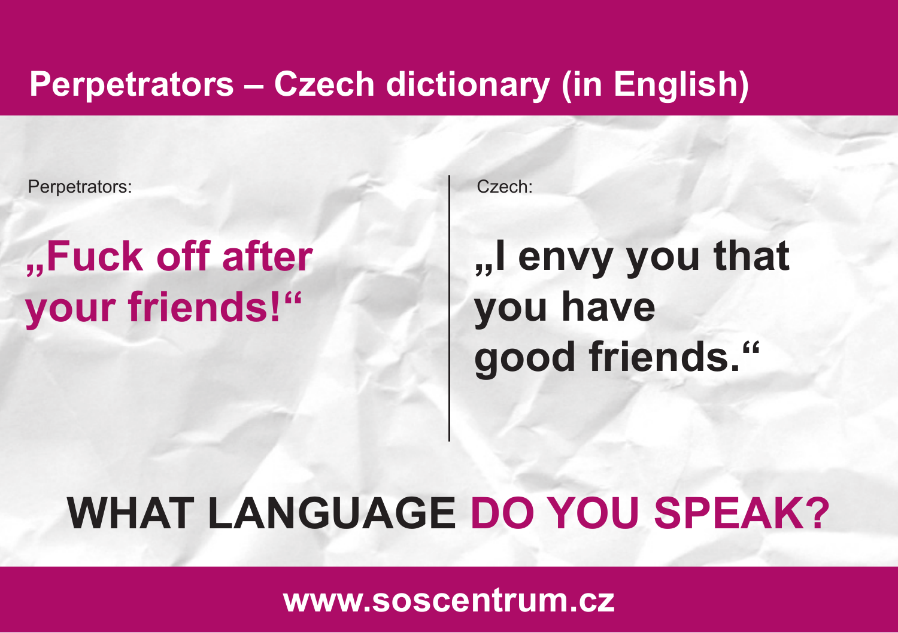# Perpetrators – Czech dictionary (in English)

Perpetrators:

**„Fuck off after your friends!“**

Czech:

**„I envy you that you have good friends.“**

## WHAT LANGUAGE DO YOU SPEAK?

www.soscentrum.cz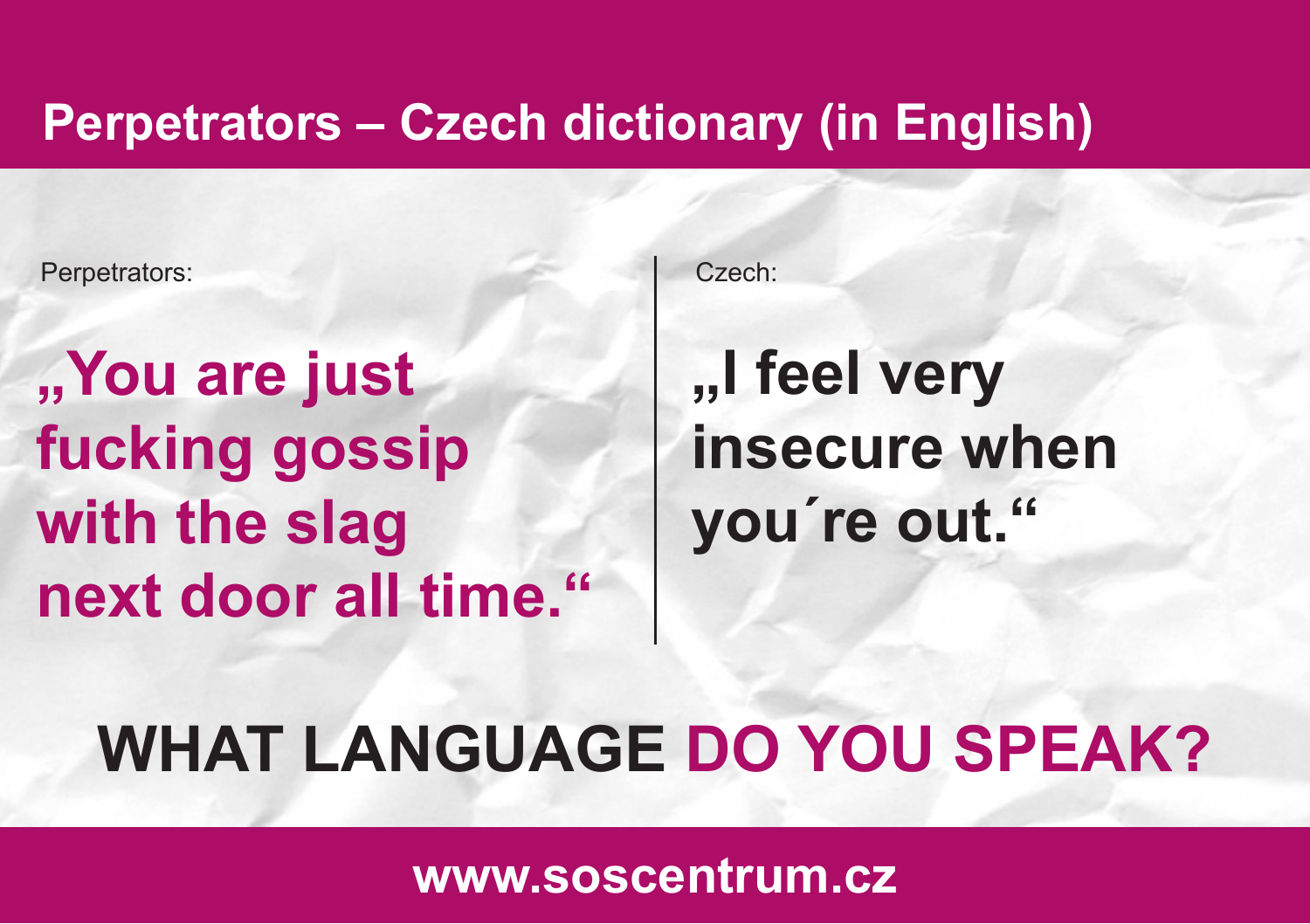# Perpetrators – Czech dictionary (in English)

Perpetrators:

**„You are just fucking gossip with the slag next door all time."**

Czech:

**„I feel very insecure when you´re out."**

## WHAT LANGUAGE DO YOU SPEAK?

**www.soscentrum.cz**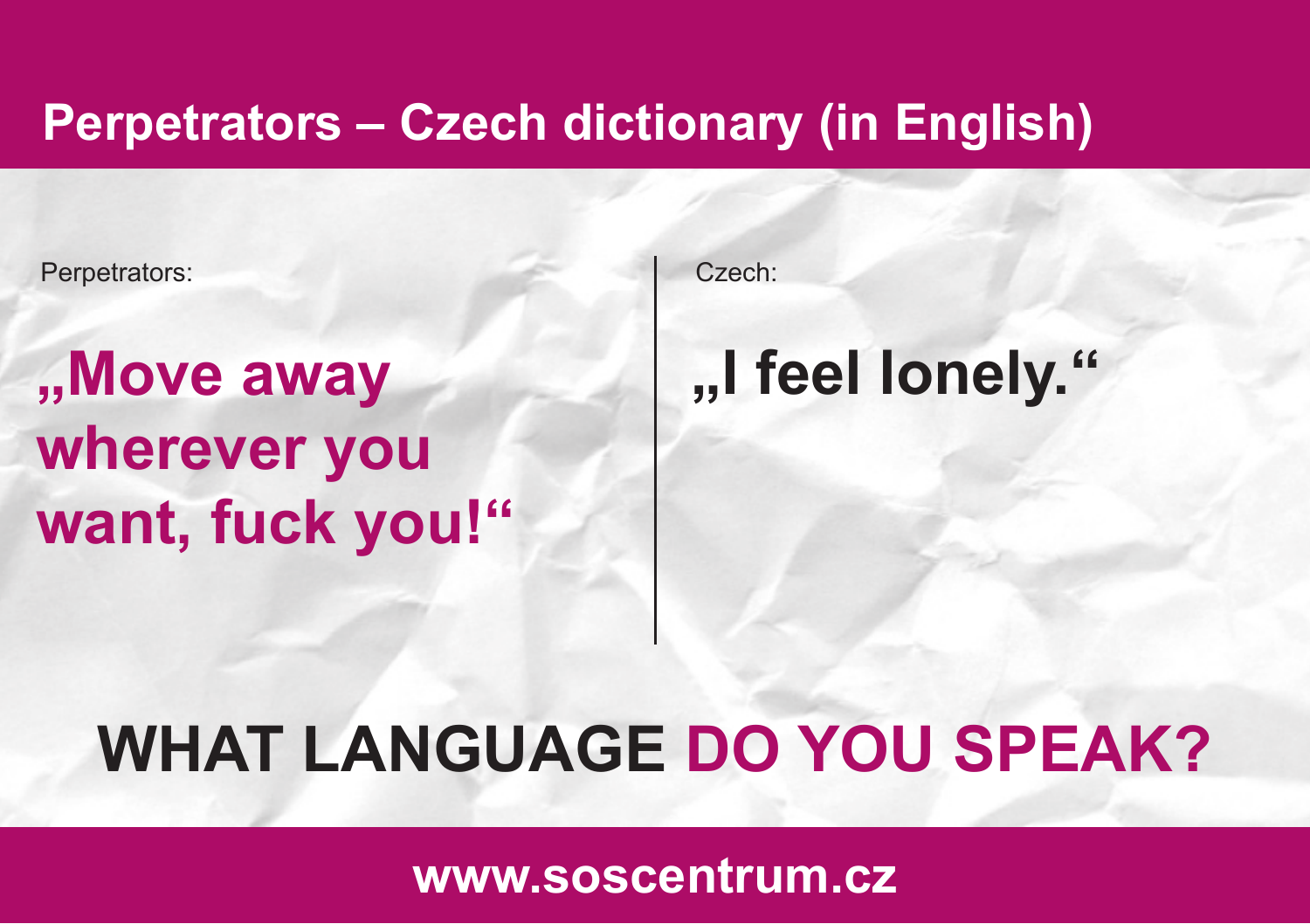# Perpetrators – Czech dictionary (in English)

| Perpetrators: | Czech: |
|---|---|
| **„Move away wherever you want, fuck you!“** | **„I feel lonely.“** |

## WHAT LANGUAGE DO YOU SPEAK?

**www.soscentrum.cz**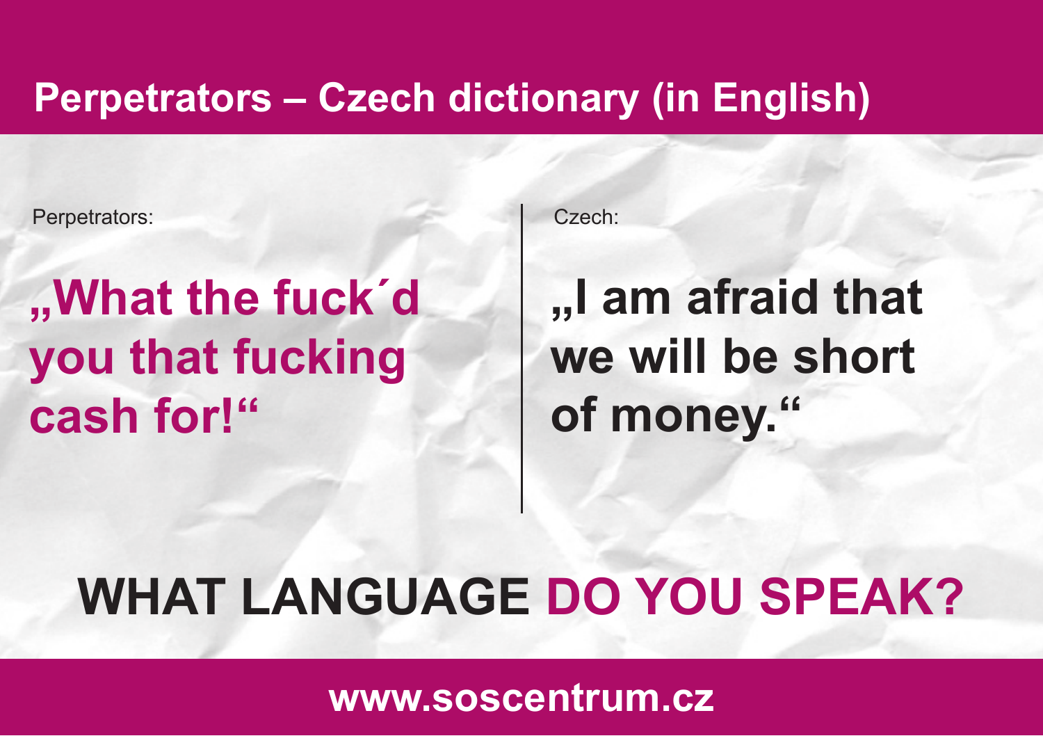# Perpetrators – Czech dictionary (in English)

Perpetrators:

**„What the fuck´d you that fucking cash for!“**

Czech:

**„I am afraid that we will be short of money.“**

## WHAT LANGUAGE DO YOU SPEAK?

**www.soscentrum.cz**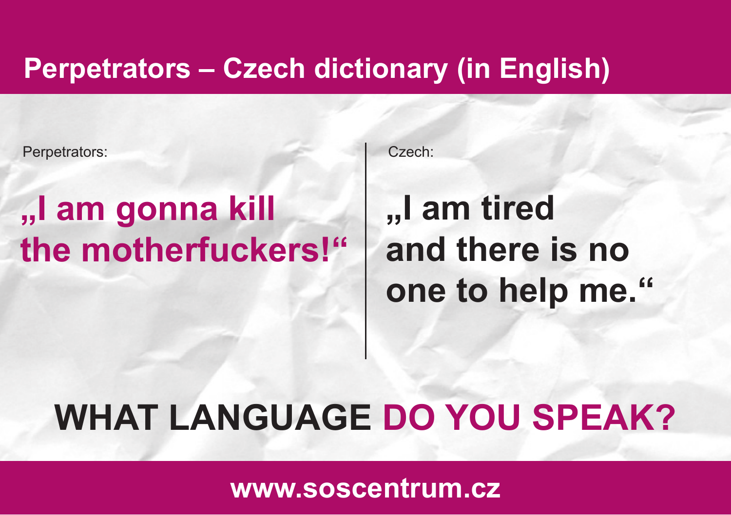# Perpetrators – Czech dictionary (in English)

Perpetrators:

**„I am gonna kill the motherfuckers!“**

Czech:

**„I am tired and there is no one to help me.“**

## WHAT LANGUAGE DO YOU SPEAK?

www.soscentrum.cz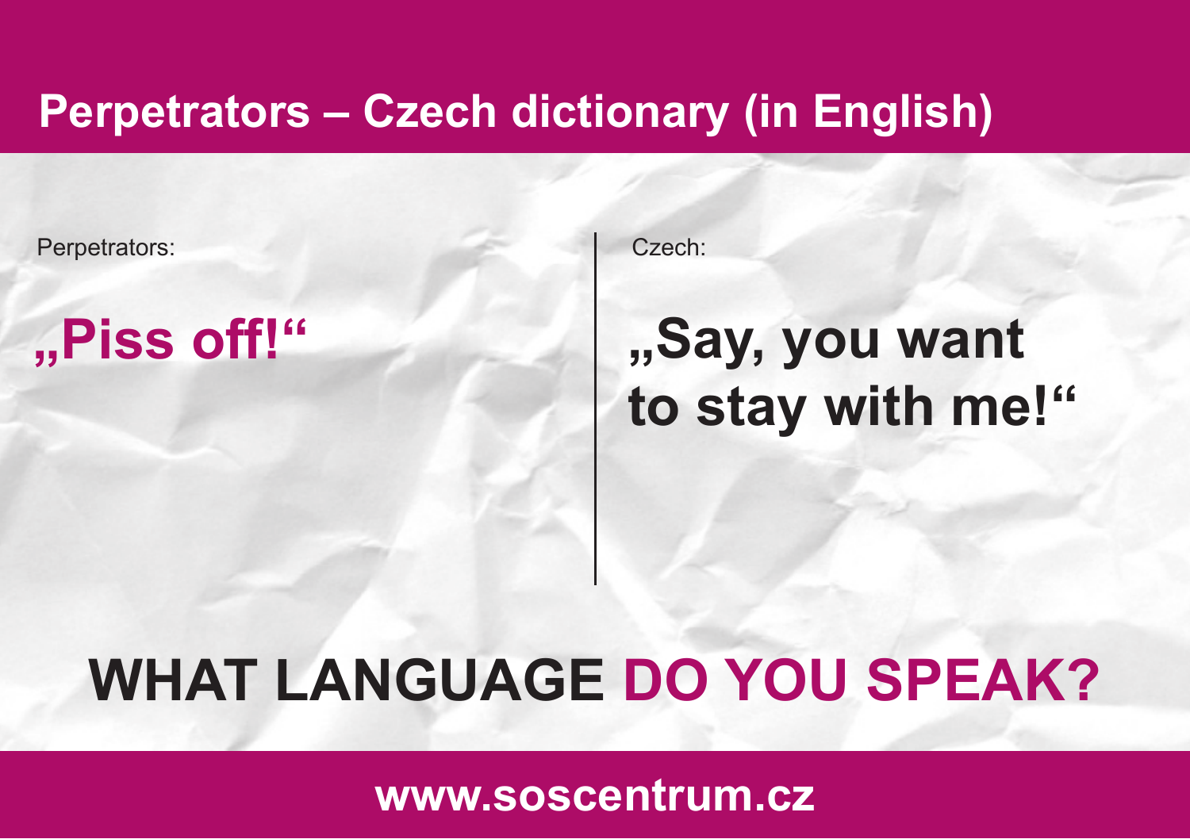# Perpetrators – Czech dictionary (in English)

| Perpetrators: | Czech: |
| --- | --- |
| **„Piss off!“** | **„Say, you want to stay with me!“** |

## WHAT LANGUAGE DO YOU SPEAK?

**www.soscentrum.cz**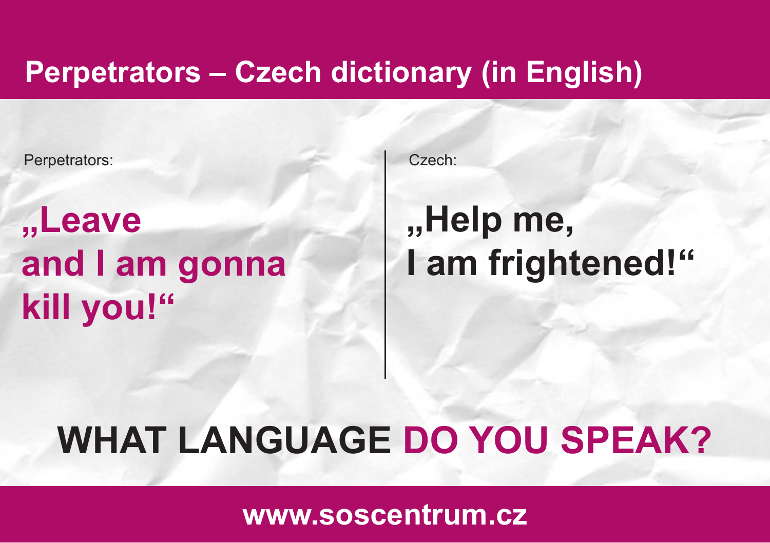# Perpetrators – Czech dictionary (in English)

| Perpetrators: | Czech: |
| --- | --- |
| **„Leave and I am gonna kill you!“** | **„Help me, I am frightened!“** |

## WHAT LANGUAGE DO YOU SPEAK?

**www.soscentrum.cz**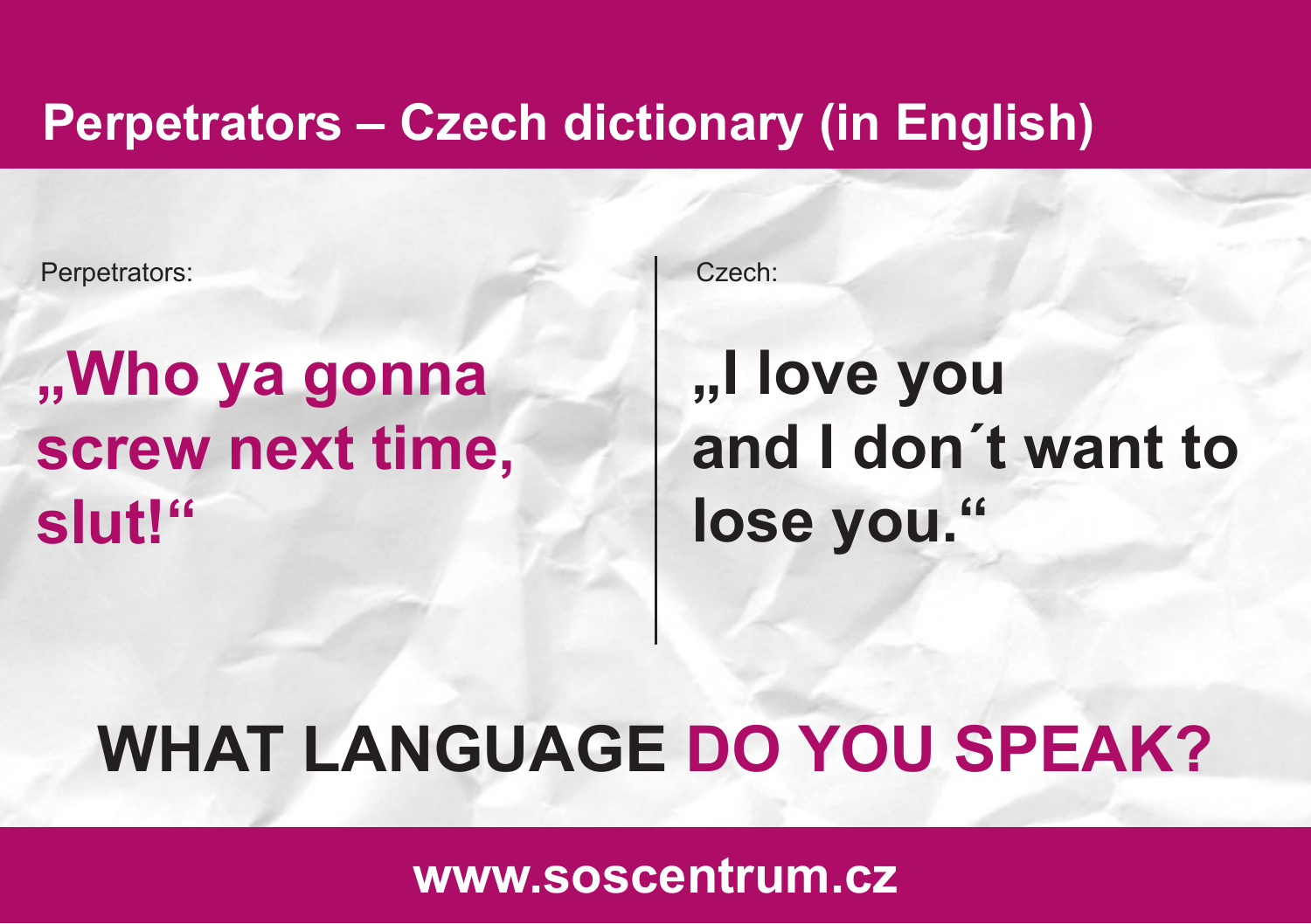# Perpetrators – Czech dictionary (in English)

Perpetrators:

**„Who ya gonna screw next time, slut!“**

Czech:

**„I love you and I don´t want to lose you.“**

## WHAT LANGUAGE DO YOU SPEAK?

www.soscentrum.cz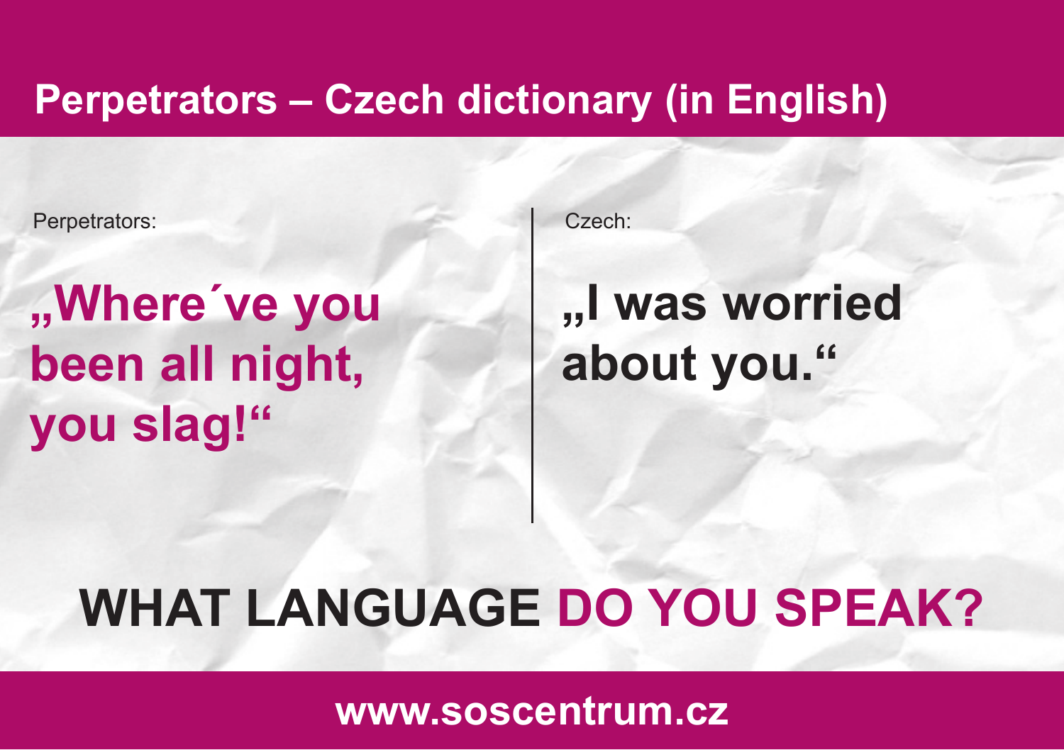# Perpetrators – Czech dictionary (in English)

| Perpetrators: | Czech: |
| --- | --- |
| **„Where´ve you been all night, you slag!“** | **„I was worried about you.“** |

## WHAT LANGUAGE DO YOU SPEAK?

**www.soscentrum.cz**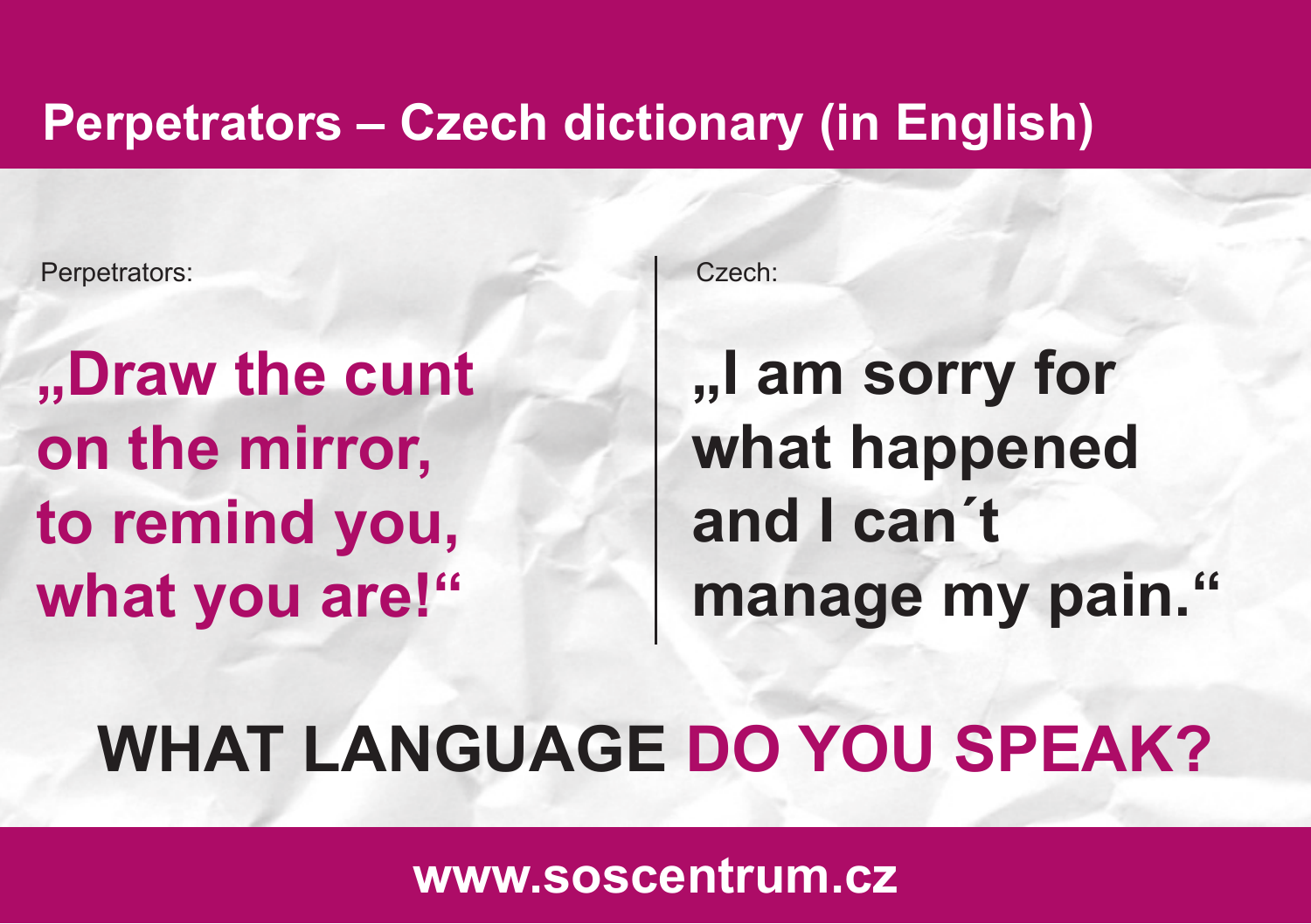# Perpetrators – Czech dictionary (in English)

Perpetrators:

**„Draw the cunt on the mirror, to remind you, what you are!“**

Czech:

**„I am sorry for what happened and I can´t manage my pain.“**

**WHAT LANGUAGE DO YOU SPEAK?**

**www.soscentrum.cz**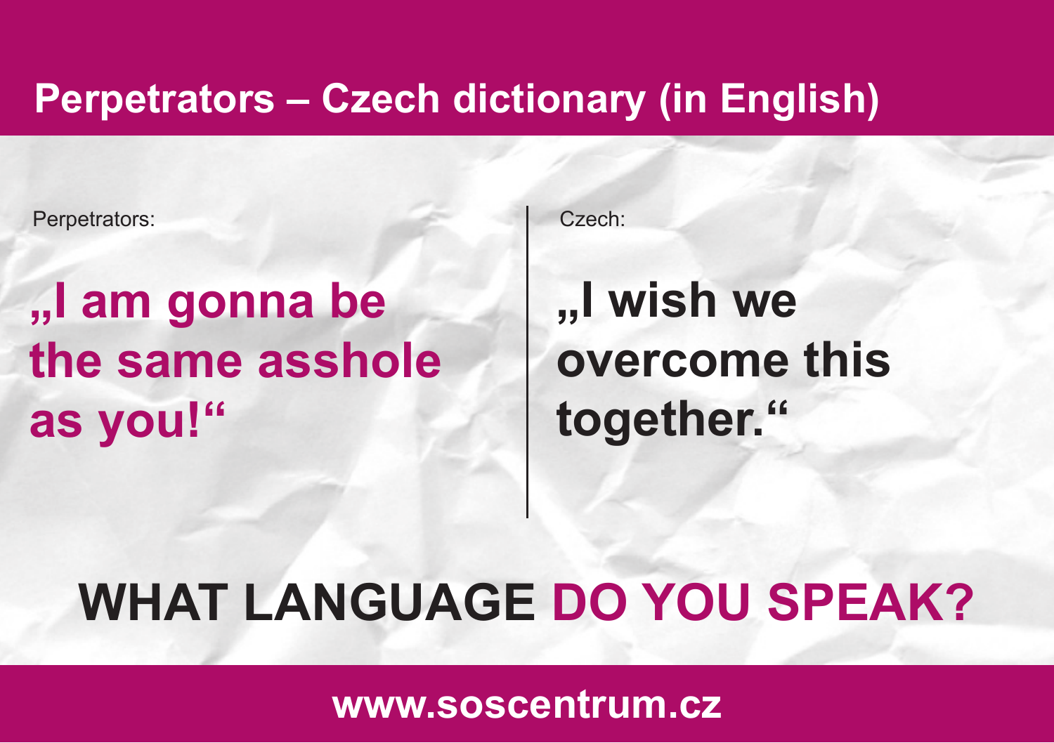# Perpetrators – Czech dictionary (in English)

Perpetrators:

**„I am gonna be the same asshole as you!"**

Czech:

**„I wish we overcome this together."**

## WHAT LANGUAGE DO YOU SPEAK?

**www.soscentrum.cz**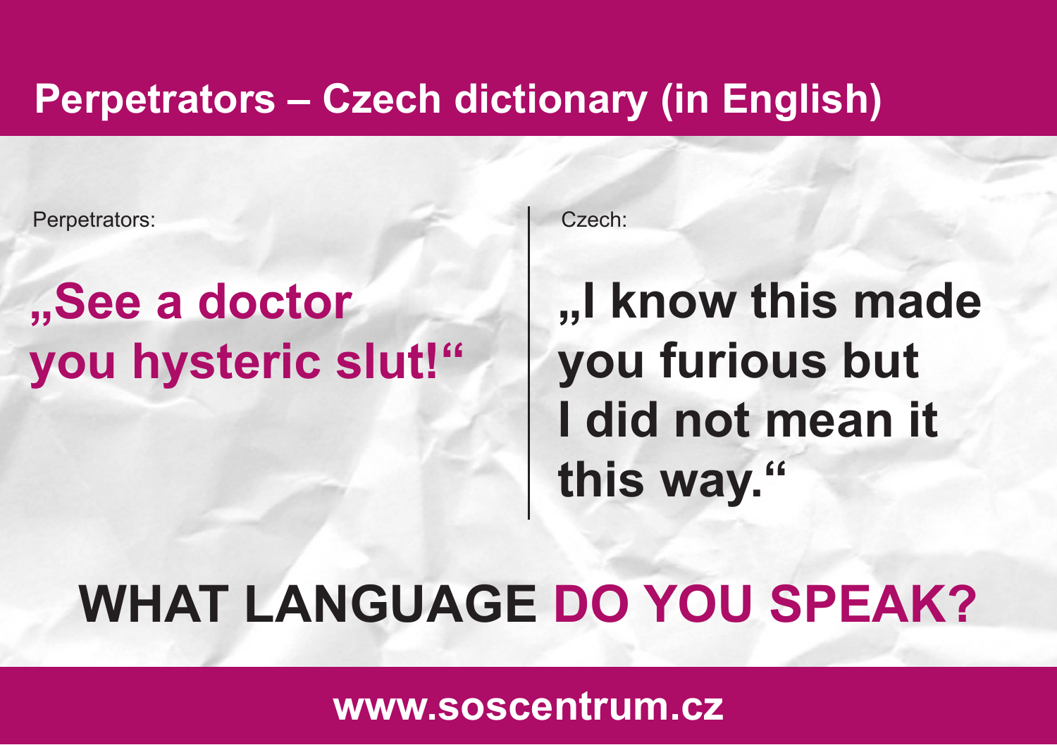# Perpetrators – Czech dictionary (in English)

Perpetrators:

**„See a doctor you hysteric slut!“**

Czech:

**„I know this made you furious but I did not mean it this way.“**

## WHAT LANGUAGE DO YOU SPEAK?

www.soscentrum.cz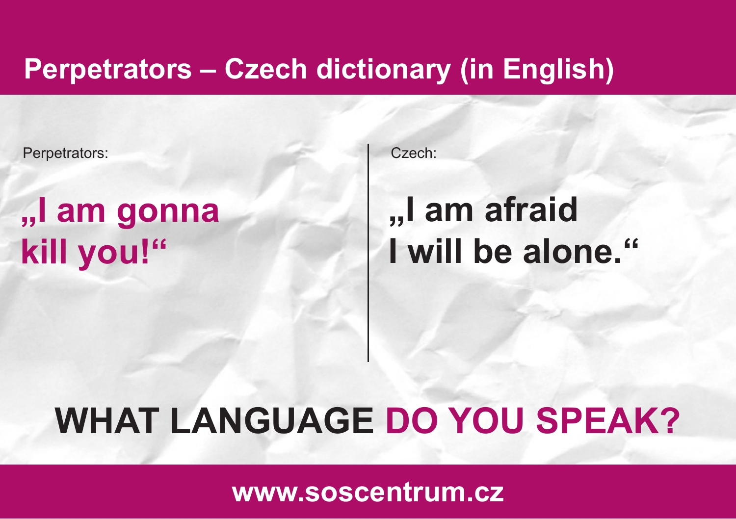# Perpetrators – Czech dictionary (in English)

Perpetrators:

**„I am gonna kill you!“**

Czech:

**„I am afraid I will be alone.“**

## WHAT LANGUAGE DO YOU SPEAK?

**www.soscentrum.cz**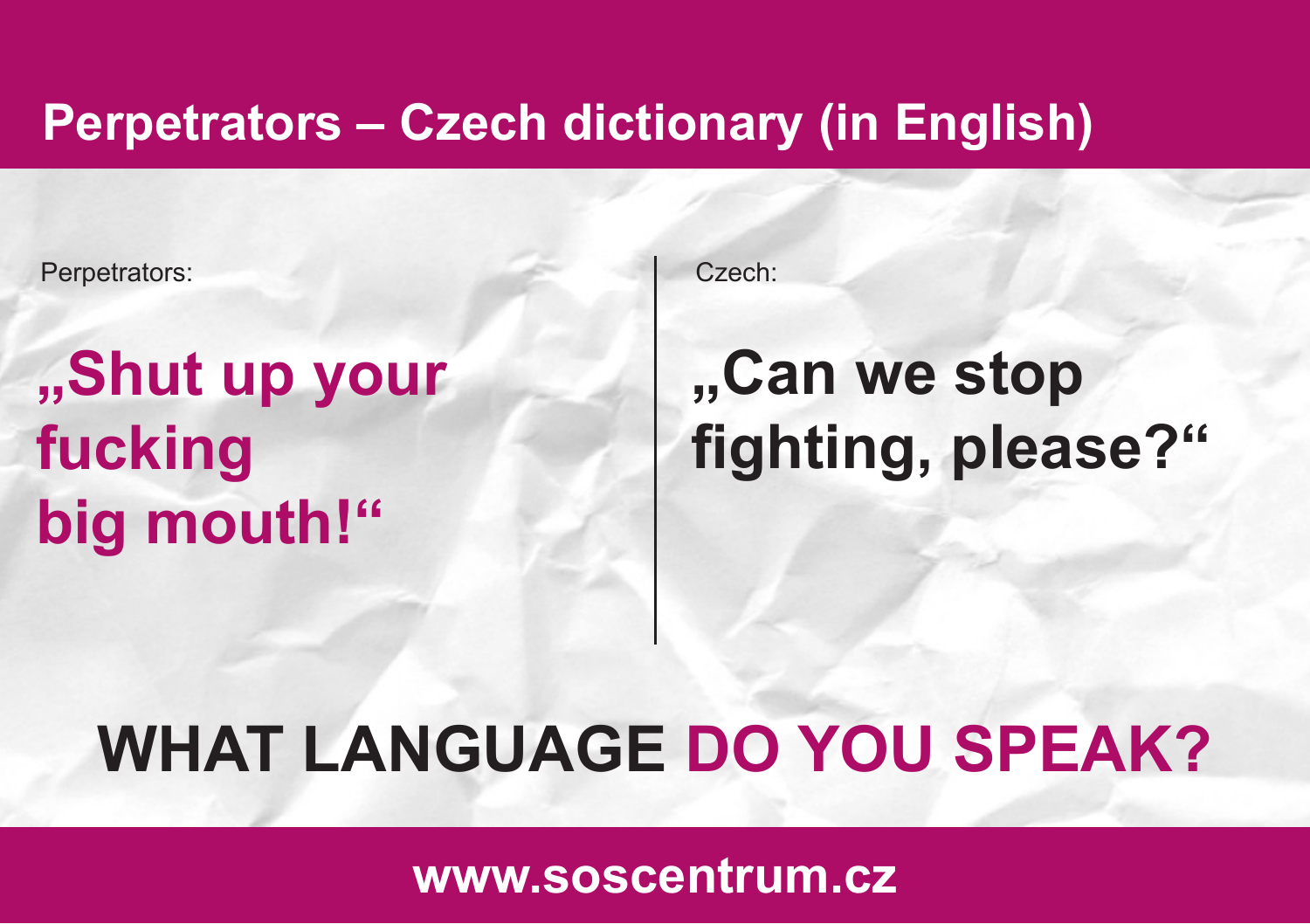# Perpetrators – Czech dictionary (in English)

Perpetrators:

**„Shut up your fucking big mouth!“**

Czech:

**„Can we stop fighting, please?“**

## WHAT LANGUAGE DO YOU SPEAK?

**www.soscentrum.cz**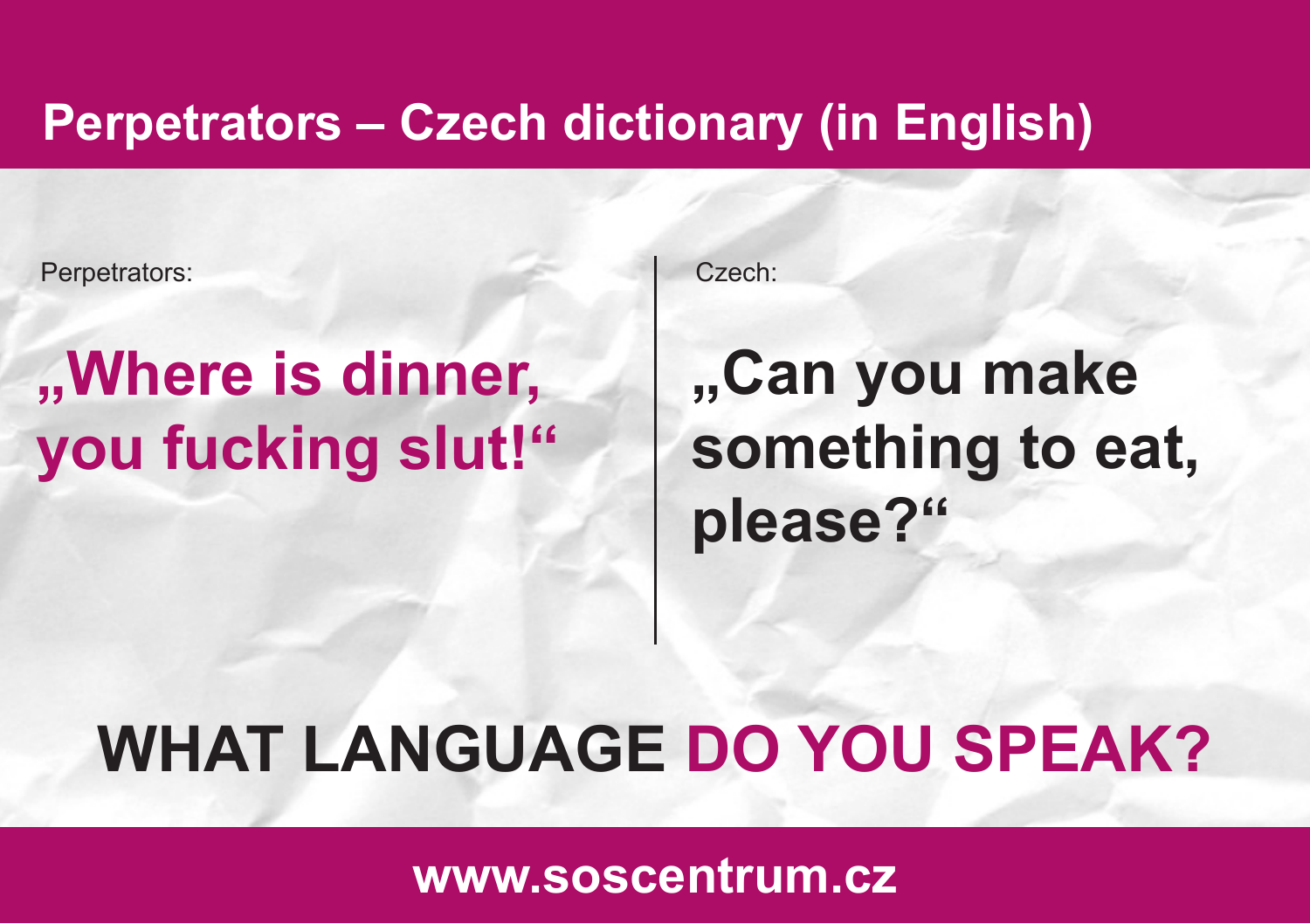# Perpetrators – Czech dictionary (in English)

Perpetrators:

**„Where is dinner, you fucking slut!“**

Czech:

**„Can you make something to eat, please?“**

## WHAT LANGUAGE DO YOU SPEAK?

www.soscentrum.cz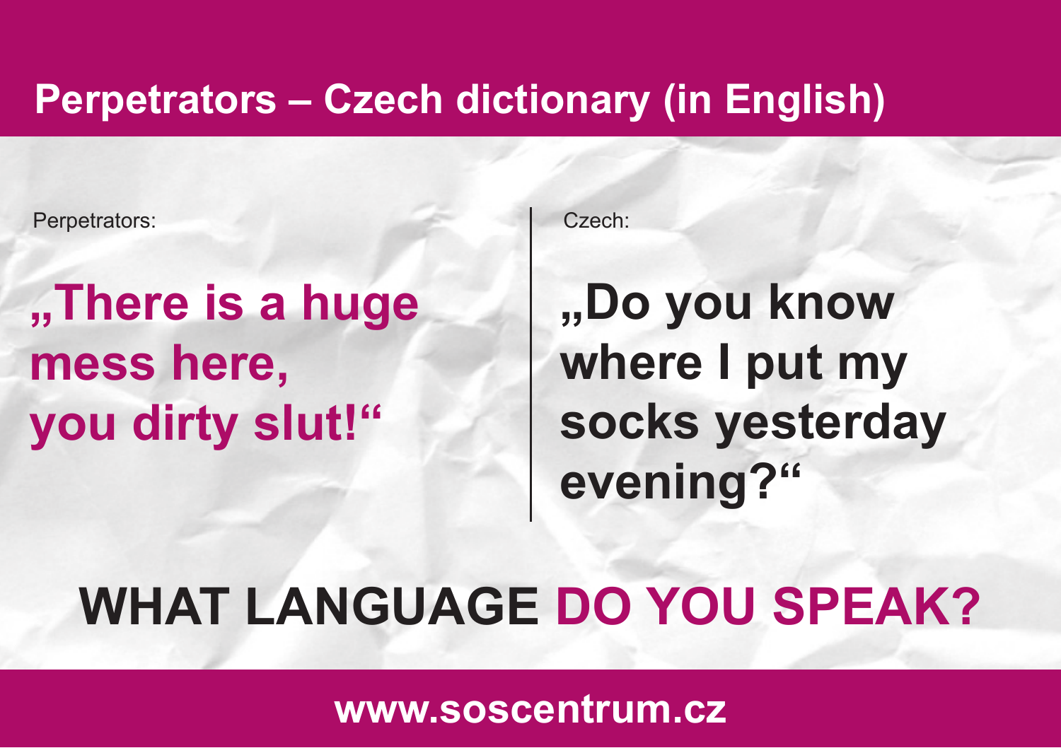# Perpetrators – Czech dictionary (in English)

Perpetrators:

**„There is a huge mess here, you dirty slut!“**

Czech:

**„Do you know where I put my socks yesterday evening?“**

## WHAT LANGUAGE DO YOU SPEAK?

www.soscentrum.cz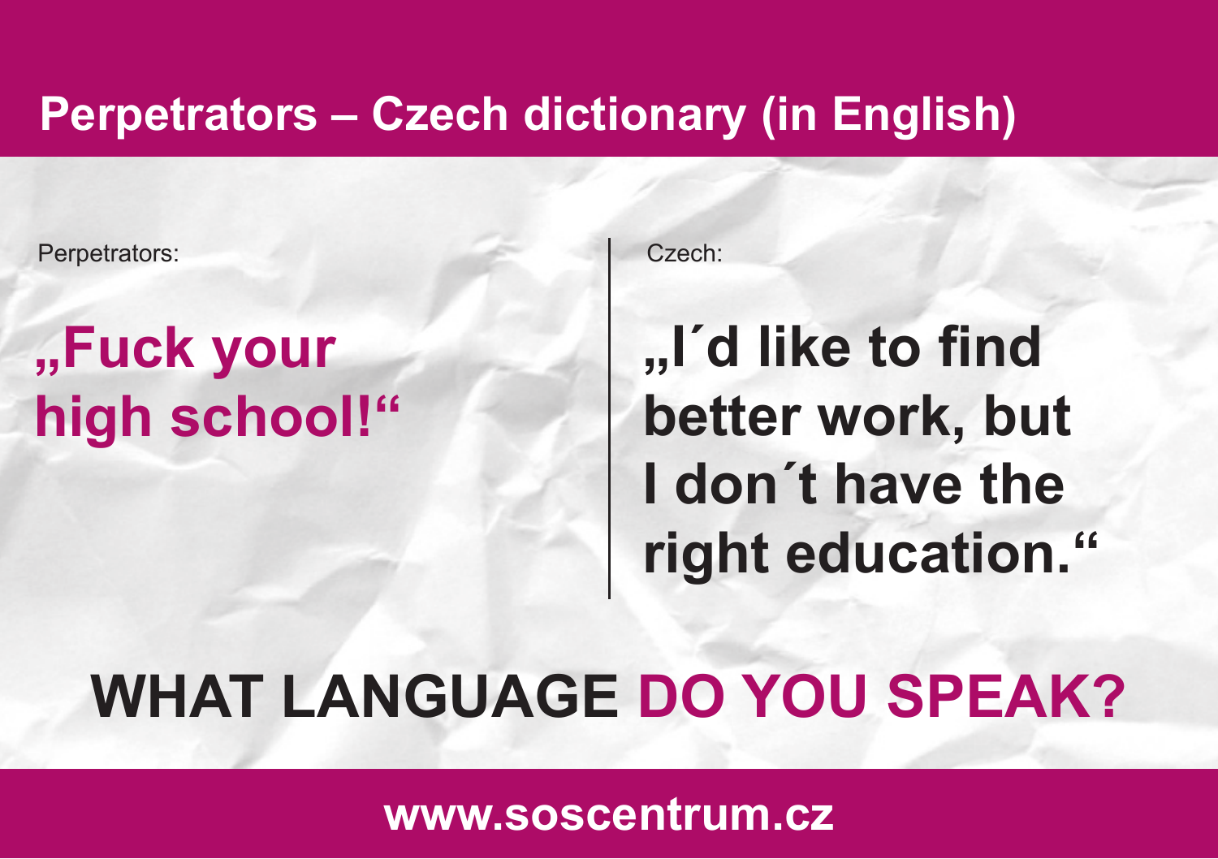# Perpetrators – Czech dictionary (in English)

Perpetrators:

**„Fuck your high school!“**

Czech:

**„I´d like to find better work, but I don´t have the right education.“**

## WHAT LANGUAGE DO YOU SPEAK?

**www.soscentrum.cz**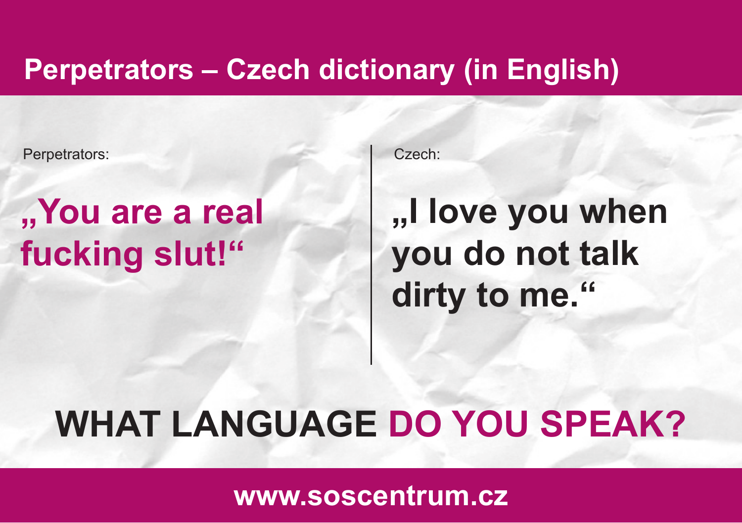# Perpetrators – Czech dictionary (in English)

| Perpetrators: | Czech: |
| --- | --- |
| **„You are a real fucking slut!“** | **„I love you when you do not talk dirty to me.“** |

## WHAT LANGUAGE DO YOU SPEAK?

**www.soscentrum.cz**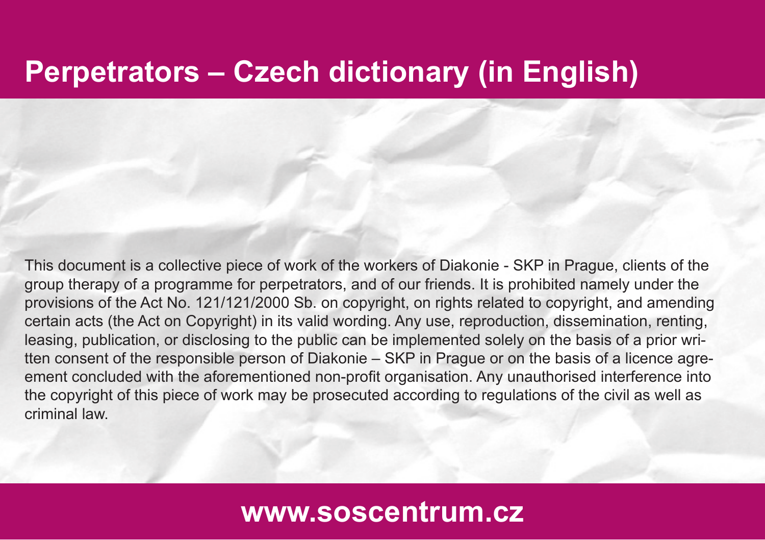# Perpetrators – Czech dictionary (in English)

This document is a collective piece of work of the workers of Diakonie - SKP in Prague, clients of the group therapy of a programme for perpetrators, and of our friends. It is prohibited namely under the provisions of the Act No. 121/121/2000 Sb. on copyright, on rights related to copyright, and amending certain acts (the Act on Copyright) in its valid wording. Any use, reproduction, dissemination, renting, leasing, publication, or disclosing to the public can be implemented solely on the basis of a prior written consent of the responsible person of Diakonie – SKP in Prague or on the basis of a licence agreement concluded with the aforementioned non-profit organisation. Any unauthorised interference into the copyright of this piece of work may be prosecuted according to regulations of the civil as well as criminal law.

**www.soscentrum.cz**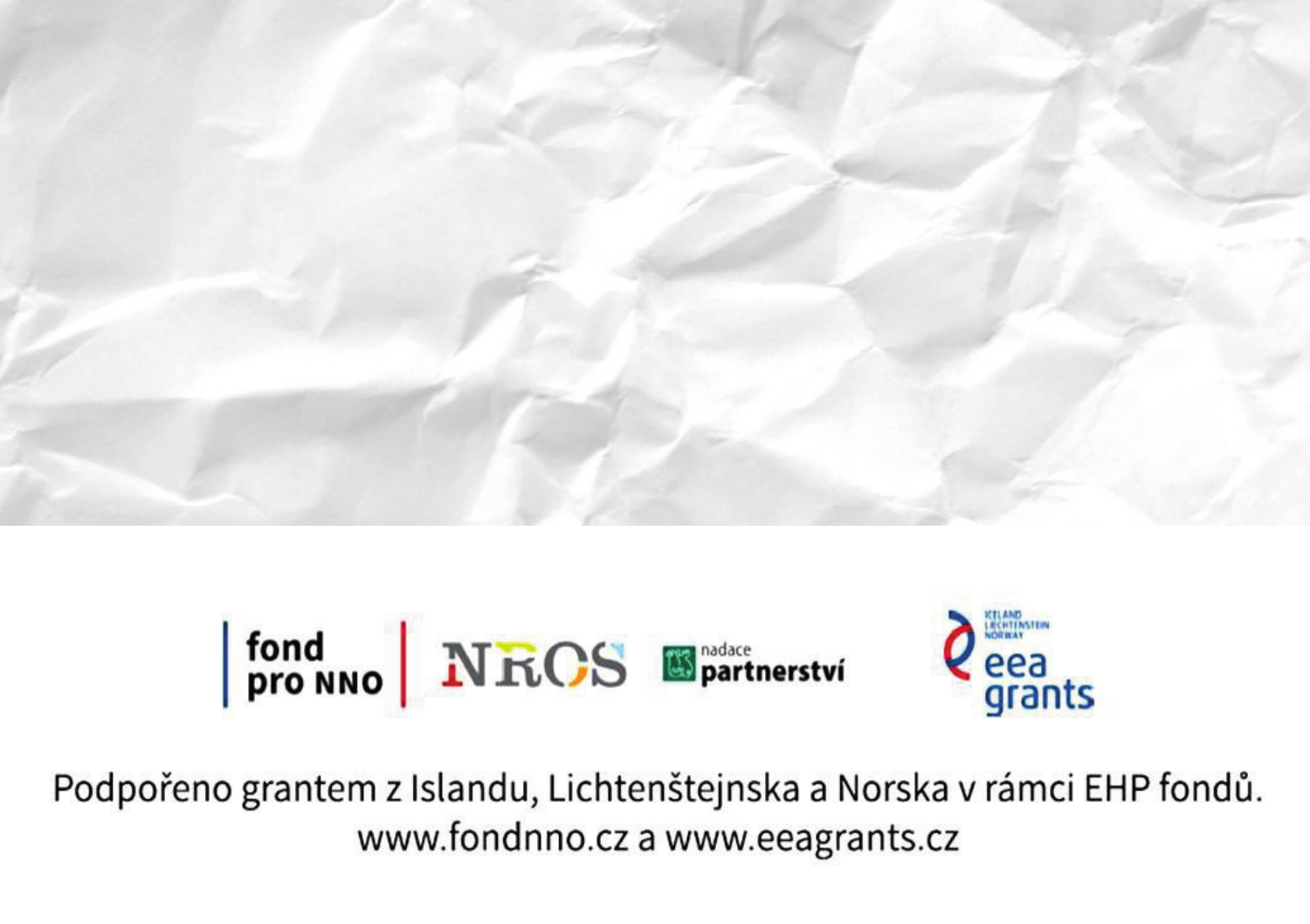fond pro NNO

NROS

nadace partnerství

Iceland Liechtenstein Norway eea grants

Podpořeno grantem z Islandu, Lichtenštejnska a Norska v rámci EHP fondů.
www.fondnno.cz a www.eeagrants.cz